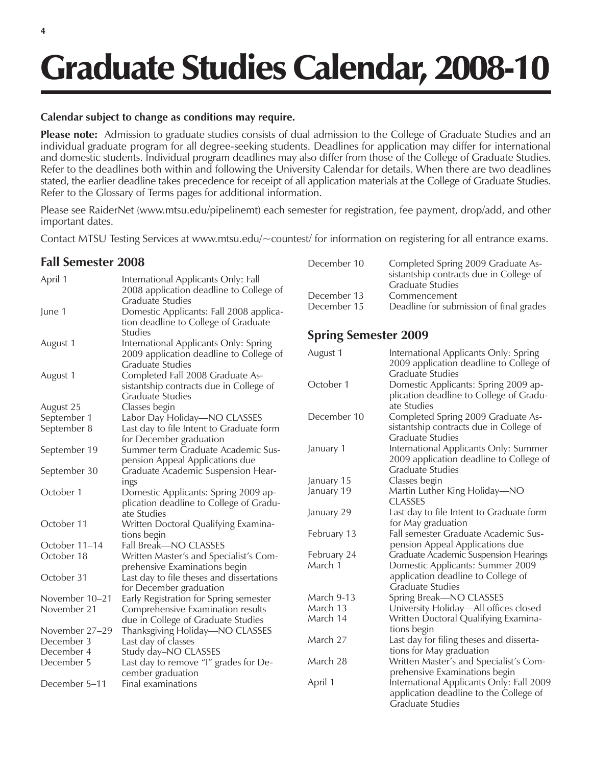# Graduate Studies Calendar, 2008-10

**Calendar subject to change as conditions may require.**

**Please note:** Admission to graduate studies consists of dual admission to the College of Graduate Studies and an individual graduate program for all degree-seeking students. Deadlines for application may differ for international and domestic students. Individual program deadlines may also differ from those of the College of Graduate Studies. Refer to the deadlines both within and following the University Calendar for details. When there are two deadlines stated, the earlier deadline takes precedence for receipt of all application materials at the College of Graduate Studies. Refer to the Glossary of Terms pages for additional information.

Please see RaiderNet (www.mtsu.edu/pipelinemt) each semester for registration, fee payment, drop/add, and other important dates.

Contact MTSU Testing Services at www.mtsu.edu/~countest/ for information on registering for all entrance exams.

## Fall Semester 2008

| | |
|---|---|
| April 1 | International Applicants Only: Fall 2008 application deadline to College of Graduate Studies |
| June 1 | Domestic Applicants: Fall 2008 application deadline to College of Graduate Studies |
| August 1 | International Applicants Only: Spring 2009 application deadline to College of Graduate Studies |
| August 1 | Completed Fall 2008 Graduate Assistantship contracts due in College of Graduate Studies |
| August 25 | Classes begin |
| September 1 | Labor Day Holiday—NO CLASSES |
| September 8 | Last day to file Intent to Graduate form for December graduation |
| September 19 | Summer term Graduate Academic Suspension Appeal Applications due |
| September 30 | Graduate Academic Suspension Hearings |
| October 1 | Domestic Applicants: Spring 2009 application deadline to College of Graduate Studies |
| October 11 | Written Doctoral Qualifying Examinations begin |
| October 11–14 | Fall Break—NO CLASSES |
| October 18 | Written Master's and Specialist's Comprehensive Examinations begin |
| October 31 | Last day to file theses and dissertations for December graduation |
| November 10–21 | Early Registration for Spring semester |
| November 21 | Comprehensive Examination results due in College of Graduate Studies |
| November 27–29 | Thanksgiving Holiday—NO CLASSES |
| December 3 | Last day of classes |
| December 4 | Study day–NO CLASSES |
| December 5 | Last day to remove "I" grades for December graduation |
| December 5–11 | Final examinations |
| December 10 | Completed Spring 2009 Graduate Assistantship contracts due in College of Graduate Studies |
| December 13 | Commencement |
| December 15 | Deadline for submission of final grades |

## Spring Semester 2009

| | |
|---|---|
| August 1 | International Applicants Only: Spring 2009 application deadline to College of Graduate Studies |
| October 1 | Domestic Applicants: Spring 2009 application deadline to College of Graduate Studies |
| December 10 | Completed Spring 2009 Graduate Assistantship contracts due in College of Graduate Studies |
| January 1 | International Applicants Only: Summer 2009 application deadline to College of Graduate Studies |
| January 15 | Classes begin |
| January 19 | Martin Luther King Holiday—NO CLASSES |
| January 29 | Last day to file Intent to Graduate form for May graduation |
| February 13 | Fall semester Graduate Academic Suspension Appeal Applications due |
| February 24 | Graduate Academic Suspension Hearings |
| March 1 | Domestic Applicants: Summer 2009 application deadline to College of Graduate Studies |
| March 9-13 | Spring Break—NO CLASSES |
| March 13 | University Holiday—All offices closed |
| March 14 | Written Doctoral Qualifying Examinations begin |
| March 27 | Last day for filing theses and dissertations for May graduation |
| March 28 | Written Master's and Specialist's Comprehensive Examinations begin |
| April 1 | International Applicants Only: Fall 2009 application deadline to the College of Graduate Studies |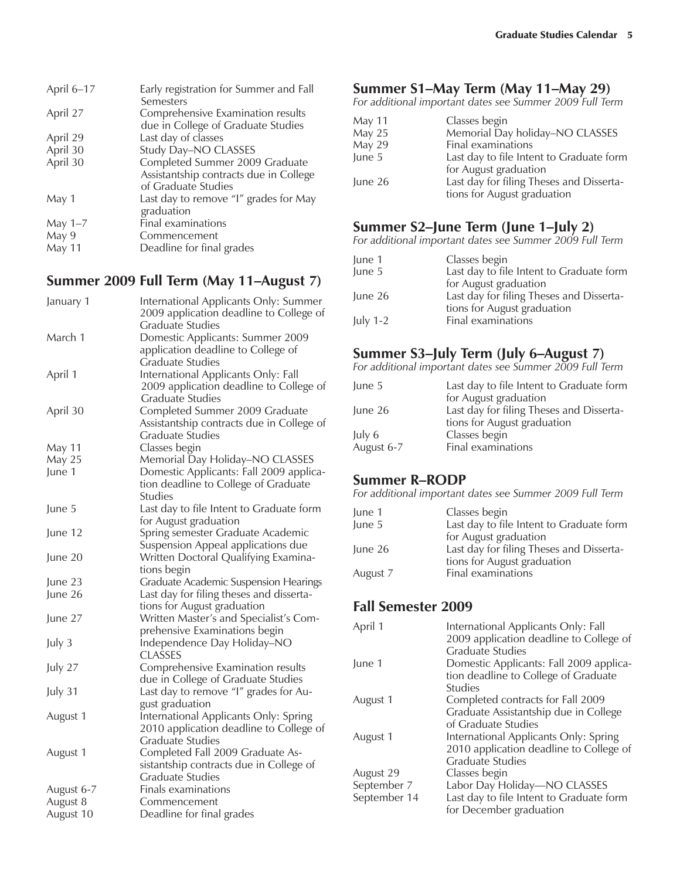| | |
|---|---|
| April 6–17 | Early registration for Summer and Fall Semesters |
| April 27 | Comprehensive Examination results due in College of Graduate Studies |
| April 29 | Last day of classes |
| April 30 | Study Day–NO CLASSES |
| April 30 | Completed Summer 2009 Graduate Assistantship contracts due in College of Graduate Studies |
| May 1 | Last day to remove "I" grades for May graduation |
| May 1–7 | Final examinations |
| May 9 | Commencement |
| May 11 | Deadline for final grades |

## Summer 2009 Full Term (May 11–August 7)

| | |
|---|---|
| January 1 | International Applicants Only: Summer 2009 application deadline to College of Graduate Studies |
| March 1 | Domestic Applicants: Summer 2009 application deadline to College of Graduate Studies |
| April 1 | International Applicants Only: Fall 2009 application deadline to College of Graduate Studies |
| April 30 | Completed Summer 2009 Graduate Assistantship contracts due in College of Graduate Studies |
| May 11 | Classes begin |
| May 25 | Memorial Day Holiday–NO CLASSES |
| June 1 | Domestic Applicants: Fall 2009 application deadline to College of Graduate Studies |
| June 5 | Last day to file Intent to Graduate form for August graduation |
| June 12 | Spring semester Graduate Academic Suspension Appeal applications due |
| June 20 | Written Doctoral Qualifying Examinations begin |
| June 23 | Graduate Academic Suspension Hearings |
| June 26 | Last day for filing theses and dissertations for August graduation |
| June 27 | Written Master's and Specialist's Comprehensive Examinations begin |
| July 3 | Independence Day Holiday–NO CLASSES |
| July 27 | Comprehensive Examination results due in College of Graduate Studies |
| July 31 | Last day to remove "I" grades for August graduation |
| August 1 | International Applicants Only: Spring 2010 application deadline to College of Graduate Studies |
| August 1 | Completed Fall 2009 Graduate Assistantship contracts due in College of Graduate Studies |
| August 6-7 | Finals examinations |
| August 8 | Commencement |
| August 10 | Deadline for final grades |

## Summer S1–May Term (May 11–May 29)

*For additional important dates see Summer 2009 Full Term*

| | |
|---|---|
| May 11 | Classes begin |
| May 25 | Memorial Day holiday–NO CLASSES |
| May 29 | Final examinations |
| June 5 | Last day to file Intent to Graduate form for August graduation |
| June 26 | Last day for filing Theses and Dissertations for August graduation |

## Summer S2–June Term (June 1–July 2)

*For additional important dates see Summer 2009 Full Term*

| | |
|---|---|
| June 1 | Classes begin |
| June 5 | Last day to file Intent to Graduate form for August graduation |
| June 26 | Last day for filing Theses and Dissertations for August graduation |
| July 1-2 | Final examinations |

## Summer S3–July Term (July 6–August 7)

*For additional important dates see Summer 2009 Full Term*

| | |
|---|---|
| June 5 | Last day to file Intent to Graduate form for August graduation |
| June 26 | Last day for filing Theses and Dissertations for August graduation |
| July 6 | Classes begin |
| August 6-7 | Final examinations |

## Summer R–RODP

*For additional important dates see Summer 2009 Full Term*

| | |
|---|---|
| June 1 | Classes begin |
| June 5 | Last day to file Intent to Graduate form for August graduation |
| June 26 | Last day for filing Theses and Dissertations for August graduation |
| August 7 | Final examinations |

## Fall Semester 2009

| | |
|---|---|
| April 1 | International Applicants Only: Fall 2009 application deadline to College of Graduate Studies |
| June 1 | Domestic Applicants: Fall 2009 application deadline to College of Graduate Studies |
| August 1 | Completed contracts for Fall 2009 Graduate Assistantship due in College of Graduate Studies |
| August 1 | International Applicants Only: Spring 2010 application deadline to College of Graduate Studies |
| August 29 | Classes begin |
| September 7 | Labor Day Holiday—NO CLASSES |
| September 14 | Last day to file Intent to Graduate form for December graduation |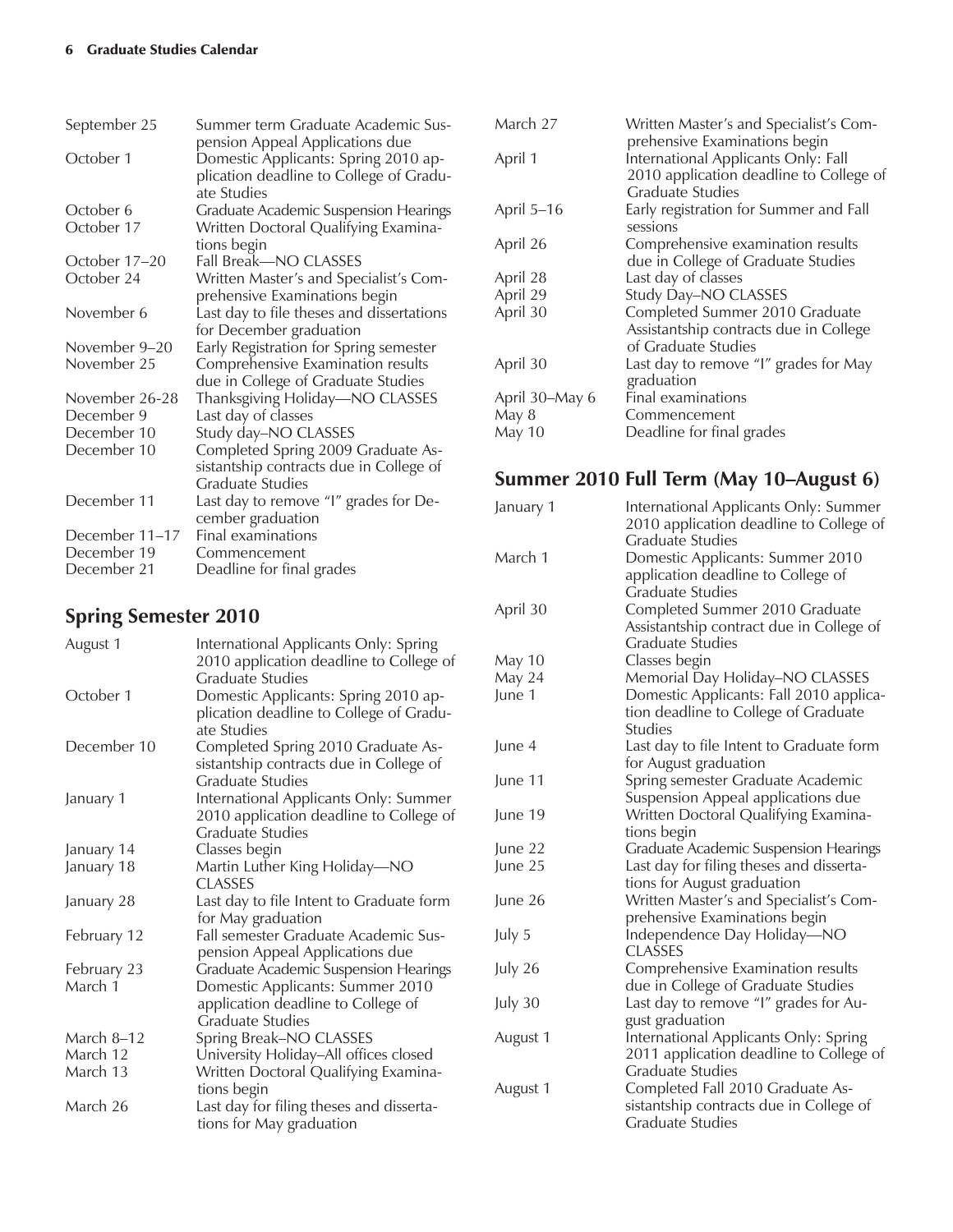| | |
|---|---|
| September 25 | Summer term Graduate Academic Suspension Appeal Applications due |
| October 1 | Domestic Applicants: Spring 2010 application deadline to College of Graduate Studies |
| October 6 | Graduate Academic Suspension Hearings |
| October 17 | Written Doctoral Qualifying Examinations begin |
| October 17–20 | Fall Break—NO CLASSES |
| October 24 | Written Master's and Specialist's Comprehensive Examinations begin |
| November 6 | Last day to file theses and dissertations for December graduation |
| November 9–20 | Early Registration for Spring semester |
| November 25 | Comprehensive Examination results due in College of Graduate Studies |
| November 26-28 | Thanksgiving Holiday—NO CLASSES |
| December 9 | Last day of classes |
| December 10 | Study day–NO CLASSES |
| December 10 | Completed Spring 2009 Graduate Assistantship contracts due in College of Graduate Studies |
| December 11 | Last day to remove "I" grades for December graduation |
| December 11–17 | Final examinations |
| December 19 | Commencement |
| December 21 | Deadline for final grades |

## Spring Semester 2010

| | |
|---|---|
| August 1 | International Applicants Only: Spring 2010 application deadline to College of Graduate Studies |
| October 1 | Domestic Applicants: Spring 2010 application deadline to College of Graduate Studies |
| December 10 | Completed Spring 2010 Graduate Assistantship contracts due in College of Graduate Studies |
| January 1 | International Applicants Only: Summer 2010 application deadline to College of Graduate Studies |
| January 14 | Classes begin |
| January 18 | Martin Luther King Holiday—NO CLASSES |
| January 28 | Last day to file Intent to Graduate form for May graduation |
| February 12 | Fall semester Graduate Academic Suspension Appeal Applications due |
| February 23 | Graduate Academic Suspension Hearings |
| March 1 | Domestic Applicants: Summer 2010 application deadline to College of Graduate Studies |
| March 8–12 | Spring Break–NO CLASSES |
| March 12 | University Holiday–All offices closed |
| March 13 | Written Doctoral Qualifying Examinations begin |
| March 26 | Last day for filing theses and dissertations for May graduation |
| March 27 | Written Master's and Specialist's Comprehensive Examinations begin |
| April 1 | International Applicants Only: Fall 2010 application deadline to College of Graduate Studies |
| April 5–16 | Early registration for Summer and Fall sessions |
| April 26 | Comprehensive examination results due in College of Graduate Studies |
| April 28 | Last day of classes |
| April 29 | Study Day–NO CLASSES |
| April 30 | Completed Summer 2010 Graduate Assistantship contracts due in College of Graduate Studies |
| April 30 | Last day to remove "I" grades for May graduation |
| April 30–May 6 | Final examinations |
| May 8 | Commencement |
| May 10 | Deadline for final grades |

## Summer 2010 Full Term (May 10–August 6)

| | |
|---|---|
| January 1 | International Applicants Only: Summer 2010 application deadline to College of Graduate Studies |
| March 1 | Domestic Applicants: Summer 2010 application deadline to College of Graduate Studies |
| April 30 | Completed Summer 2010 Graduate Assistantship contract due in College of Graduate Studies |
| May 10 | Classes begin |
| May 24 | Memorial Day Holiday–NO CLASSES |
| June 1 | Domestic Applicants: Fall 2010 application deadline to College of Graduate Studies |
| June 4 | Last day to file Intent to Graduate form for August graduation |
| June 11 | Spring semester Graduate Academic Suspension Appeal applications due |
| June 19 | Written Doctoral Qualifying Examinations begin |
| June 22 | Graduate Academic Suspension Hearings |
| June 25 | Last day for filing theses and dissertations for August graduation |
| June 26 | Written Master's and Specialist's Comprehensive Examinations begin |
| July 5 | Independence Day Holiday—NO CLASSES |
| July 26 | Comprehensive Examination results due in College of Graduate Studies |
| July 30 | Last day to remove "I" grades for August graduation |
| August 1 | International Applicants Only: Spring 2011 application deadline to College of Graduate Studies |
| August 1 | Completed Fall 2010 Graduate Assistantship contracts due in College of Graduate Studies |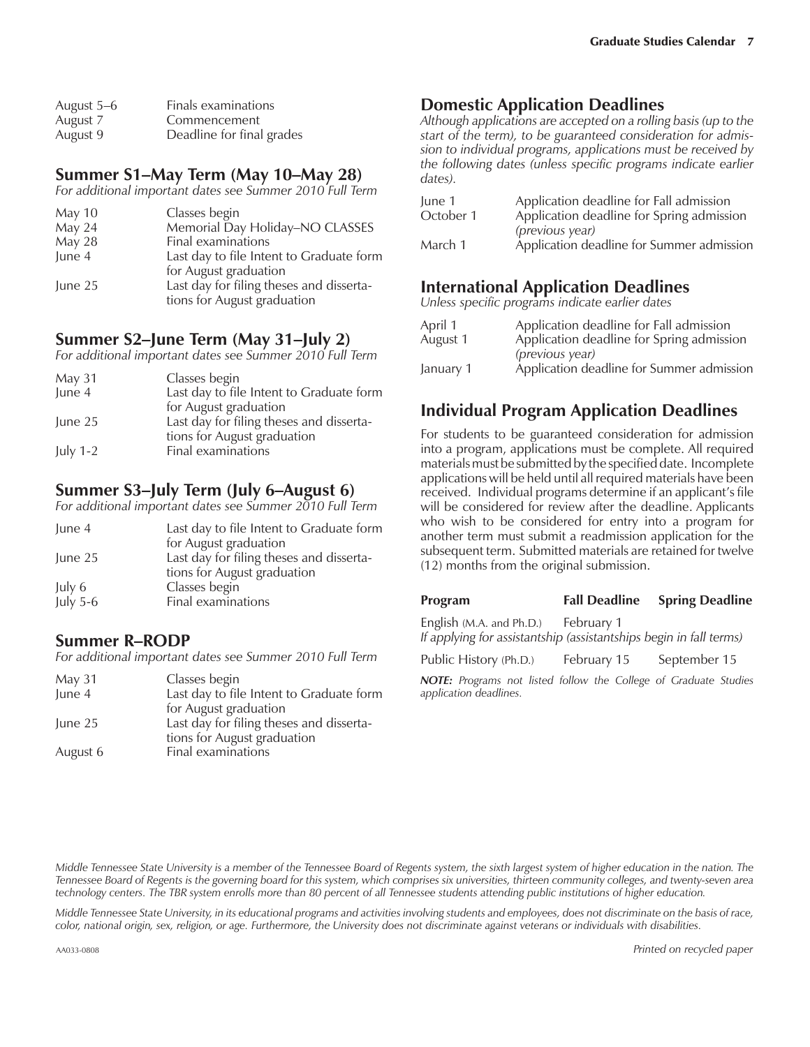| | |
|---|---|
| August 5–6 | Finals examinations |
| August 7 | Commencement |
| August 9 | Deadline for final grades |

## Summer S1–May Term (May 10–May 28)

*For additional important dates see Summer 2010 Full Term*

| | |
|---|---|
| May 10 | Classes begin |
| May 24 | Memorial Day Holiday–NO CLASSES |
| May 28 | Final examinations |
| June 4 | Last day to file Intent to Graduate form for August graduation |
| June 25 | Last day for filing theses and dissertations for August graduation |

## Summer S2–June Term (May 31–July 2)

*For additional important dates see Summer 2010 Full Term*

| | |
|---|---|
| May 31 | Classes begin |
| June 4 | Last day to file Intent to Graduate form for August graduation |
| June 25 | Last day for filing theses and dissertations for August graduation |
| July 1-2 | Final examinations |

## Summer S3–July Term (July 6–August 6)

*For additional important dates see Summer 2010 Full Term*

| | |
|---|---|
| June 4 | Last day to file Intent to Graduate form for August graduation |
| June 25 | Last day for filing theses and dissertations for August graduation |
| July 6 | Classes begin |
| July 5-6 | Final examinations |

## Summer R–RODP

*For additional important dates see Summer 2010 Full Term*

| | |
|---|---|
| May 31 | Classes begin |
| June 4 | Last day to file Intent to Graduate form for August graduation |
| June 25 | Last day for filing theses and dissertations for August graduation |
| August 6 | Final examinations |

## Domestic Application Deadlines

*Although applications are accepted on a rolling basis (up to the start of the term), to be guaranteed consideration for admission to individual programs, applications must be received by the following dates (unless specific programs indicate earlier dates).*

| | |
|---|---|
| June 1 | Application deadline for Fall admission |
| October 1 | Application deadline for Spring admission *(previous year)* |
| March 1 | Application deadline for Summer admission |

## International Application Deadlines

*Unless specific programs indicate earlier dates*

| | |
|---|---|
| April 1 | Application deadline for Fall admission |
| August 1 | Application deadline for Spring admission *(previous year)* |
| January 1 | Application deadline for Summer admission |

## Individual Program Application Deadlines

For students to be guaranteed consideration for admission into a program, applications must be complete. All required materials must be submitted by the specified date. Incomplete applications will be held until all required materials have been received. Individual programs determine if an applicant's file will be considered for review after the deadline. Applicants who wish to be considered for entry into a program for another term must submit a readmission application for the subsequent term. Submitted materials are retained for twelve (12) months from the original submission.

| Program | Fall Deadline | Spring Deadline |
|---|---|---|
| English (M.A. and Ph.D.) *If applying for assistantship (assistantships begin in fall terms)* | February 1 | |
| Public History (Ph.D.) | February 15 | September 15 |

***NOTE:*** *Programs not listed follow the College of Graduate Studies application deadlines.*

*Middle Tennessee State University is a member of the Tennessee Board of Regents system, the sixth largest system of higher education in the nation. The Tennessee Board of Regents is the governing board for this system, which comprises six universities, thirteen community colleges, and twenty-seven area technology centers. The TBR system enrolls more than 80 percent of all Tennessee students attending public institutions of higher education.*

*Middle Tennessee State University, in its educational programs and activities involving students and employees, does not discriminate on the basis of race, color, national origin, sex, religion, or age. Furthermore, the University does not discriminate against veterans or individuals with disabilities.*

AA033-0808

*Printed on recycled paper*